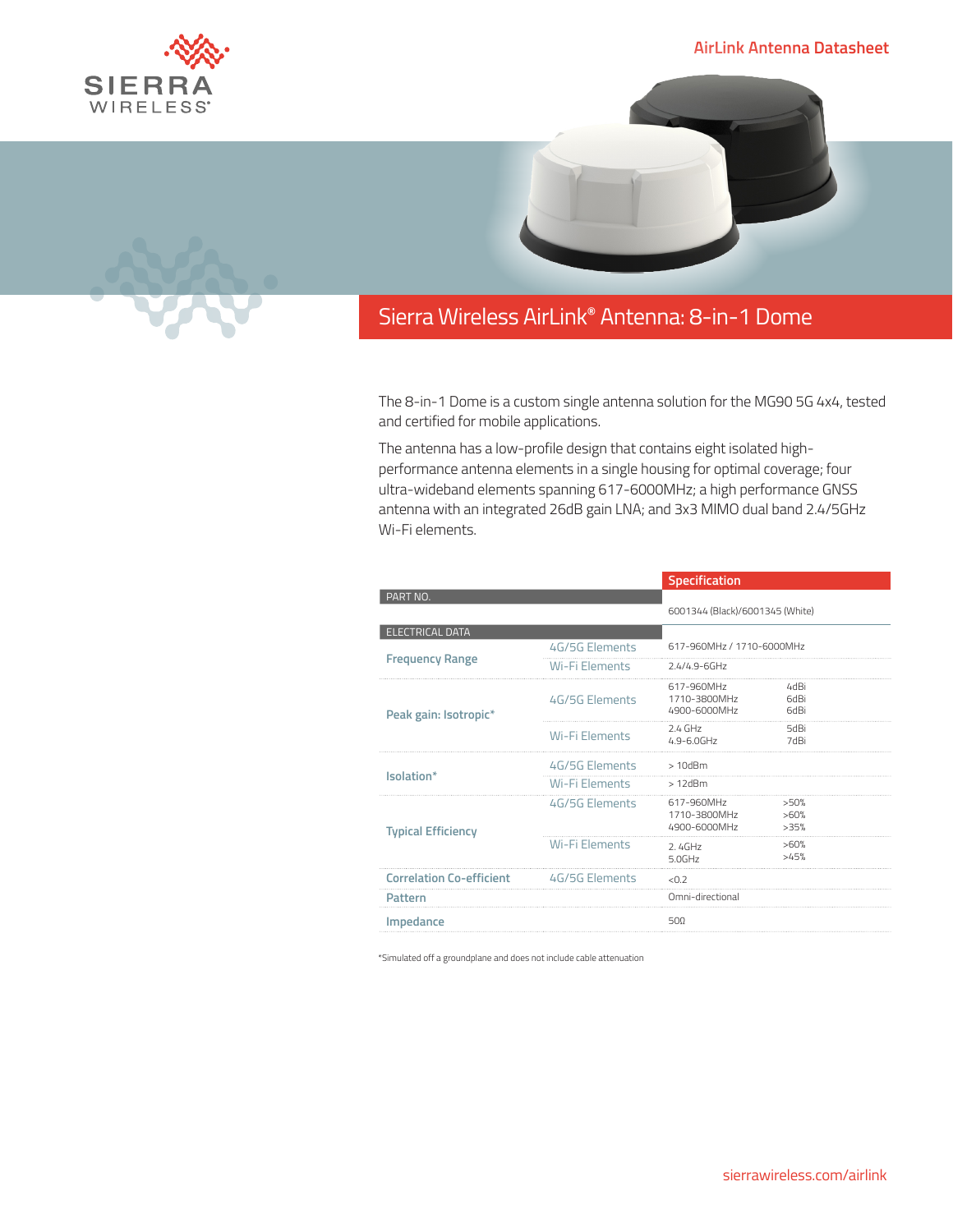AirLink Antenna Datasheet

# Sierra Wireless AirLink® Antenna: 8-in-1 Dome

The 8-in-1 Dome is a custom single antenna solution for the MG90 5G 4x4, tested and certified for mobile applications.

The antenna has a low-profile design that contains eight isolated high-performance antenna elements in a single housing for optimal coverage; four ultra-wideband elements spanning 617-6000MHz; a high performance GNSS antenna with an integrated 26dB gain LNA; and 3x3 MIMO dual band 2.4/5GHz Wi-Fi elements.

| | | Specification | |
|---|---|---|---|
| **PART NO.** | | 6001344 (Black)/6001345 (White) | |
| **ELECTRICAL DATA** | | | |
| Frequency Range | 4G/5G Elements | 617-960MHz / 1710-6000MHz | |
| | Wi-Fi Elements | 2.4/4.9-6GHz | |
| Peak gain: Isotropic* | 4G/5G Elements | 617-960MHz<br>1710-3800MHz<br>4900-6000MHz | 4dBi<br>6dBi<br>6dBi |
| | Wi-Fi Elements | 2.4 GHz<br>4.9-6.0GHz | 5dBi<br>7dBi |
| Isolation* | 4G/5G Elements | > 10dBm | |
| | Wi-Fi Elements | > 12dBm | |
| Typical Efficiency | 4G/5G Elements | 617-960MHz<br>1710-3800MHz<br>4900-6000MHz | >50%<br>>60%<br>>35% |
| | Wi-Fi Elements | 2. 4GHz<br>5.0GHz | >60%<br>>45% |
| Correlation Co-efficient | 4G/5G Elements | <0.2 | |
| Pattern | | Omni-directional | |
| Impedance | | 50Ω | |

*Simulated off a groundplane and does not include cable attenuation

sierrawireless.com/airlink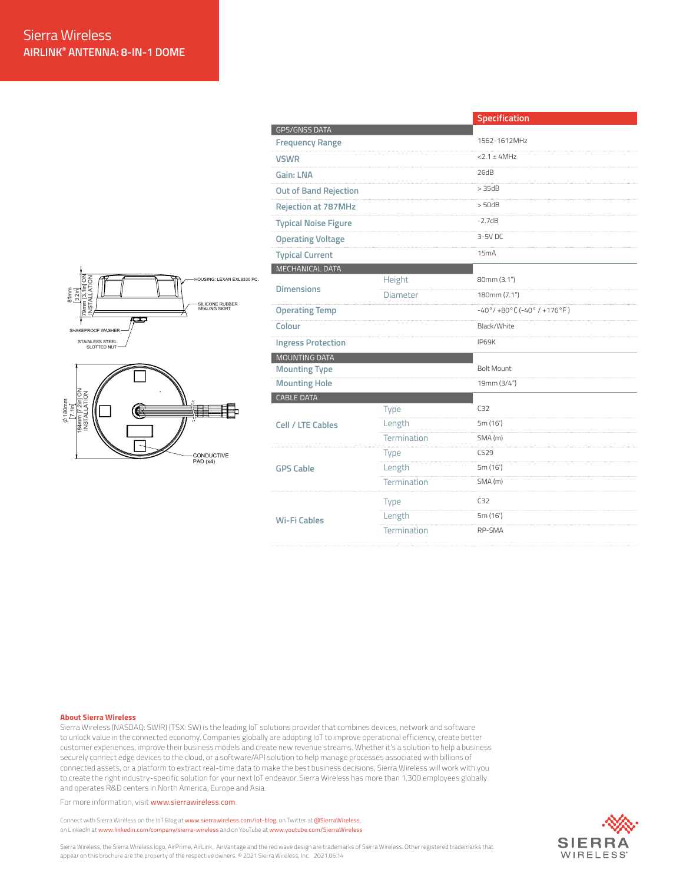# Sierra Wireless
## AIRLINK® ANTENNA: 8-IN-1 DOME

HOUSING: LEXAN EXL9330 PC.
SILICONE RUBBER SEALING SKIRT
SHAKEPROOF WASHER
STAINLESS STEEL SLOTTED NUT
81mm [3.2in]
79mm [3.1in] ON INSTALLATION
Ø 180mm [7.1in]
184mm [7.2in] ON INSTALLATION
CONDUCTIVE PAD (x4)

| | | Specification |
|---|---|---|
| **GPS/GNSS DATA** | | |
| Frequency Range | | 1562-1612MHz |
| VSWR | | <2.1 ± 4MHz |
| Gain: LNA | | 26dB |
| Out of Band Rejection | | > 35dB |
| Rejection at 787MHz | | > 50dB |
| Typical Noise Figure | | -2.7dB |
| Operating Voltage | | 3-5V DC |
| Typical Current | | 15mA |
| **MECHANICAL DATA** | | |
| Dimensions | Height | 80mm (3.1") |
| | Diameter | 180mm (7.1") |
| Operating Temp | | -40° / +80° C (-40° / +176° F ) |
| Colour | | Black/White |
| Ingress Protection | | IP69K |
| **MOUNTING DATA** | | |
| Mounting Type | | Bolt Mount |
| Mounting Hole | | 19mm (3/4") |
| **CABLE DATA** | | |
| Cell / LTE Cables | Type | C32 |
| | Length | 5m (16') |
| | Termination | SMA (m) |
| GPS Cable | Type | CS29 |
| | Length | 5m (16') |
| | Termination | SMA (m) |
| Wi-Fi Cables | Type | C32 |
| | Length | 5m (16') |
| | Termination | RP-SMA |

**About Sierra Wireless**

Sierra Wireless (NASDAQ: SWIR) (TSX: SW) is the leading IoT solutions provider that combines devices, network and software to unlock value in the connected economy. Companies globally are adopting IoT to improve operational efficiency, create better customer experiences, improve their business models and create new revenue streams. Whether it's a solution to help a business securely connect edge devices to the cloud, or a software/API solution to help manage processes associated with billions of connected assets, or a platform to extract real-time data to make the best business decisions, Sierra Wireless will work with you to create the right industry-specific solution for your next IoT endeavor. Sierra Wireless has more than 1,300 employees globally and operates R&D centers in North America, Europe and Asia.

For more information, visit www.sierrawireless.com.

Connect with Sierra Wireless on the IoT Blog at www.sierrawireless.com/iot-blog, on Twitter at @SierraWireless, on LinkedIn at www.linkedin.com/company/sierra-wireless and on YouTube at www.youtube.com/SierraWireless

Sierra Wireless, the Sierra Wireless logo, AirPrime, AirLink, AirVantage and the red wave design are trademarks of Sierra Wireless. Other registered trademarks that appear on this brochure are the property of the respective owners. © 2021 Sierra Wireless, Inc. 2021.06.14

SIERRA WIRELESS